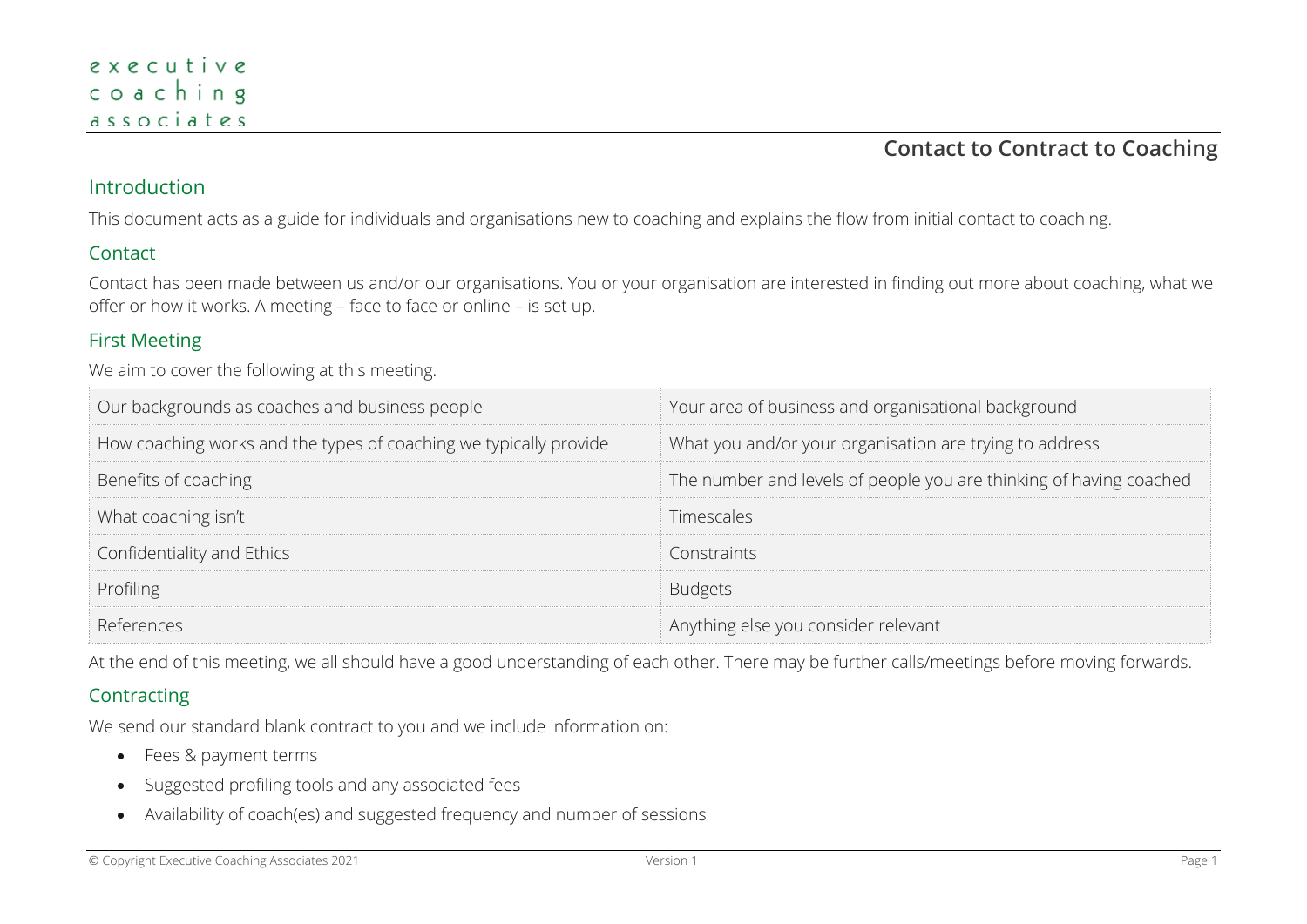executive coaching associates

# Contact to Contract to Coaching

## Introduction

This document acts as a guide for individuals and organisations new to coaching and explains the flow from initial contact to coaching.

## Contact

Contact has been made between us and/or our organisations. You or your organisation are interested in finding out more about coaching, what we offer or how it works. A meeting – face to face or online – is set up.

## First Meeting

We aim to cover the following at this meeting.

| | |
|---|---|
| Our backgrounds as coaches and business people | Your area of business and organisational background |
| How coaching works and the types of coaching we typically provide | What you and/or your organisation are trying to address |
| Benefits of coaching | The number and levels of people you are thinking of having coached |
| What coaching isn't | Timescales |
| Confidentiality and Ethics | Constraints |
| Profiling | Budgets |
| References | Anything else you consider relevant |

At the end of this meeting, we all should have a good understanding of each other. There may be further calls/meetings before moving forwards.

## Contracting

We send our standard blank contract to you and we include information on:

- Fees & payment terms
- Suggested profiling tools and any associated fees
- Availability of coach(es) and suggested frequency and number of sessions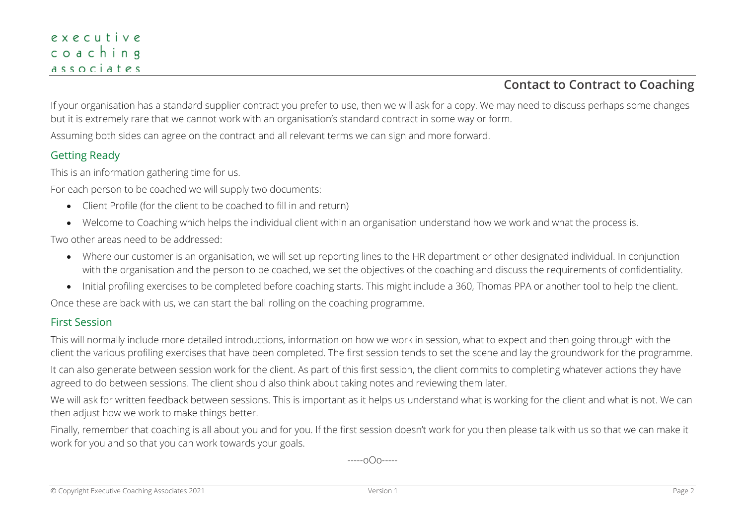If your organisation has a standard supplier contract you prefer to use, then we will ask for a copy. We may need to discuss perhaps some changes but it is extremely rare that we cannot work with an organisation's standard contract in some way or form.

Assuming both sides can agree on the contract and all relevant terms we can sign and more forward.

## Getting Ready

This is an information gathering time for us.

For each person to be coached we will supply two documents:

- Client Profile (for the client to be coached to fill in and return)
- Welcome to Coaching which helps the individual client within an organisation understand how we work and what the process is.

Two other areas need to be addressed:

- Where our customer is an organisation, we will set up reporting lines to the HR department or other designated individual. In conjunction with the organisation and the person to be coached, we set the objectives of the coaching and discuss the requirements of confidentiality.
- Initial profiling exercises to be completed before coaching starts. This might include a 360, Thomas PPA or another tool to help the client.

Once these are back with us, we can start the ball rolling on the coaching programme.

## First Session

This will normally include more detailed introductions, information on how we work in session, what to expect and then going through with the client the various profiling exercises that have been completed. The first session tends to set the scene and lay the groundwork for the programme.

It can also generate between session work for the client. As part of this first session, the client commits to completing whatever actions they have agreed to do between sessions. The client should also think about taking notes and reviewing them later.

We will ask for written feedback between sessions. This is important as it helps us understand what is working for the client and what is not. We can then adjust how we work to make things better.

Finally, remember that coaching is all about you and for you. If the first session doesn't work for you then please talk with us so that we can make it work for you and so that you can work towards your goals.

-----oOo-----